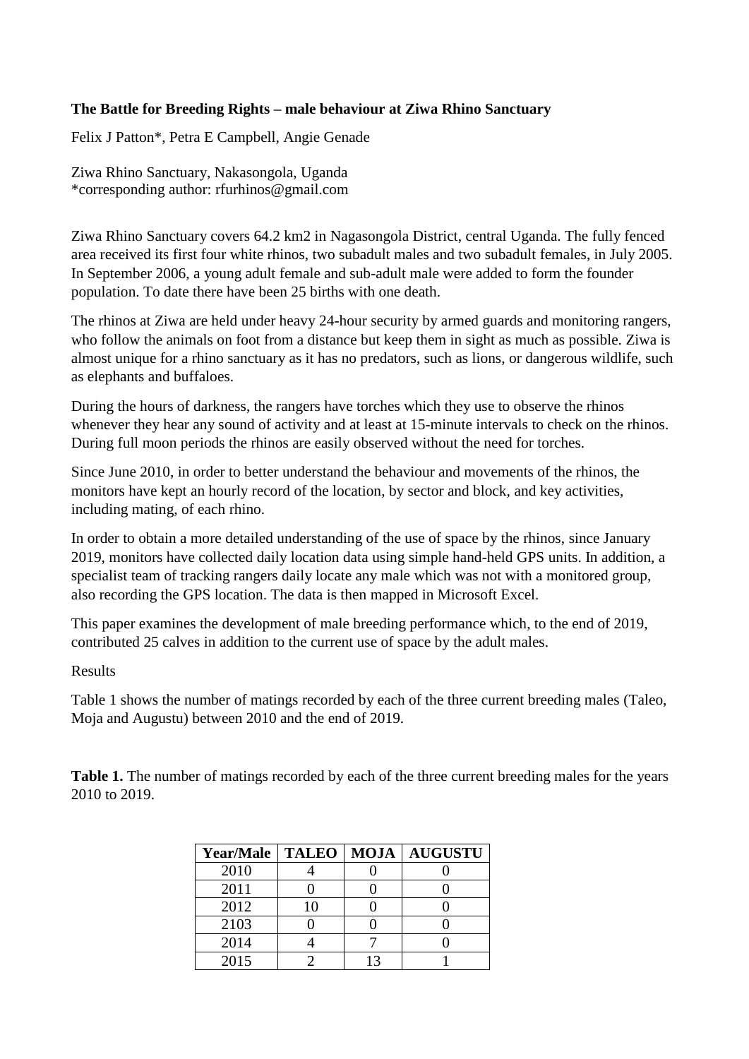# The Battle for Breeding Rights – male behaviour at Ziwa Rhino Sanctuary

Felix J Patton*, Petra E Campbell, Angie Genade

Ziwa Rhino Sanctuary, Nakasongola, Uganda
*corresponding author: rfurhinos@gmail.com

Ziwa Rhino Sanctuary covers 64.2 km2 in Nagasongola District, central Uganda. The fully fenced area received its first four white rhinos, two subadult males and two subadult females, in July 2005. In September 2006, a young adult female and sub-adult male were added to form the founder population. To date there have been 25 births with one death.

The rhinos at Ziwa are held under heavy 24-hour security by armed guards and monitoring rangers, who follow the animals on foot from a distance but keep them in sight as much as possible. Ziwa is almost unique for a rhino sanctuary as it has no predators, such as lions, or dangerous wildlife, such as elephants and buffaloes.

During the hours of darkness, the rangers have torches which they use to observe the rhinos whenever they hear any sound of activity and at least at 15-minute intervals to check on the rhinos. During full moon periods the rhinos are easily observed without the need for torches.

Since June 2010, in order to better understand the behaviour and movements of the rhinos, the monitors have kept an hourly record of the location, by sector and block, and key activities, including mating, of each rhino.

In order to obtain a more detailed understanding of the use of space by the rhinos, since January 2019, monitors have collected daily location data using simple hand-held GPS units. In addition, a specialist team of tracking rangers daily locate any male which was not with a monitored group, also recording the GPS location. The data is then mapped in Microsoft Excel.

This paper examines the development of male breeding performance which, to the end of 2019, contributed 25 calves in addition to the current use of space by the adult males.

Results

Table 1 shows the number of matings recorded by each of the three current breeding males (Taleo, Moja and Augustu) between 2010 and the end of 2019.

**Table 1.** The number of matings recorded by each of the three current breeding males for the years 2010 to 2019.

| Year/Male | TALEO | MOJA | AUGUSTU |
|---|---|---|---|
| 2010 | 4 | 0 | 0 |
| 2011 | 0 | 0 | 0 |
| 2012 | 10 | 0 | 0 |
| 2103 | 0 | 0 | 0 |
| 2014 | 4 | 7 | 0 |
| 2015 | 2 | 13 | 1 |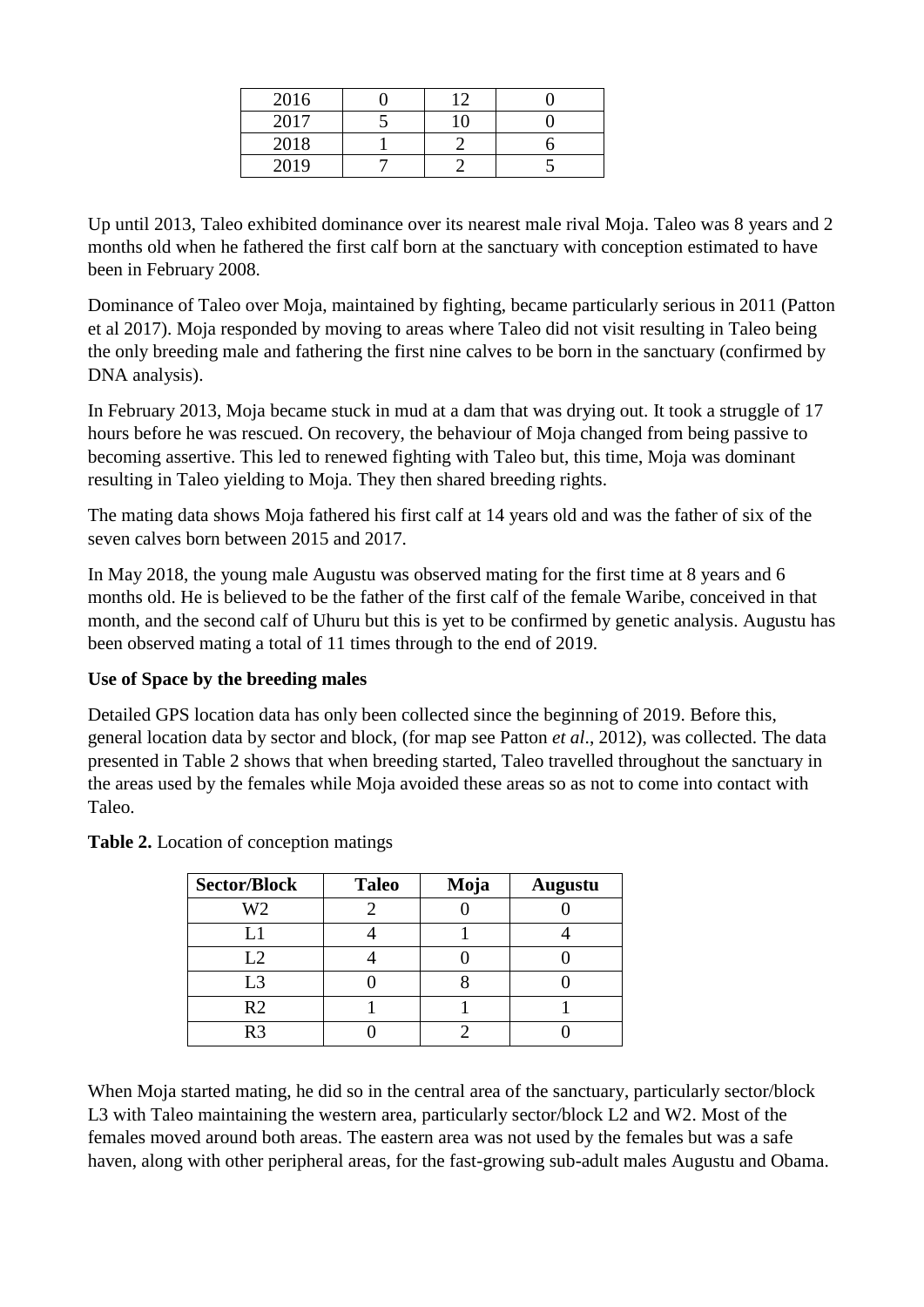| 2016 | 0 | 12 | 0 |
|---|---|---|---|
| 2017 | 5 | 10 | 0 |
| 2018 | 1 | 2 | 6 |
| 2019 | 7 | 2 | 5 |

Up until 2013, Taleo exhibited dominance over its nearest male rival Moja. Taleo was 8 years and 2 months old when he fathered the first calf born at the sanctuary with conception estimated to have been in February 2008.

Dominance of Taleo over Moja, maintained by fighting, became particularly serious in 2011 (Patton et al 2017). Moja responded by moving to areas where Taleo did not visit resulting in Taleo being the only breeding male and fathering the first nine calves to be born in the sanctuary (confirmed by DNA analysis).

In February 2013, Moja became stuck in mud at a dam that was drying out. It took a struggle of 17 hours before he was rescued. On recovery, the behaviour of Moja changed from being passive to becoming assertive. This led to renewed fighting with Taleo but, this time, Moja was dominant resulting in Taleo yielding to Moja. They then shared breeding rights.

The mating data shows Moja fathered his first calf at 14 years old and was the father of six of the seven calves born between 2015 and 2017.

In May 2018, the young male Augustu was observed mating for the first time at 8 years and 6 months old. He is believed to be the father of the first calf of the female Waribe, conceived in that month, and the second calf of Uhuru but this is yet to be confirmed by genetic analysis. Augustu has been observed mating a total of 11 times through to the end of 2019.

**Use of Space by the breeding males**

Detailed GPS location data has only been collected since the beginning of 2019. Before this, general location data by sector and block, (for map see Patton *et al*., 2012), was collected. The data presented in Table 2 shows that when breeding started, Taleo travelled throughout the sanctuary in the areas used by the females while Moja avoided these areas so as not to come into contact with Taleo.

**Table 2.** Location of conception matings

| Sector/Block | Taleo | Moja | Augustu |
|---|---|---|---|
| W2 | 2 | 0 | 0 |
| L1 | 4 | 1 | 4 |
| L2 | 4 | 0 | 0 |
| L3 | 0 | 8 | 0 |
| R2 | 1 | 1 | 1 |
| R3 | 0 | 2 | 0 |

When Moja started mating, he did so in the central area of the sanctuary, particularly sector/block L3 with Taleo maintaining the western area, particularly sector/block L2 and W2. Most of the females moved around both areas. The eastern area was not used by the females but was a safe haven, along with other peripheral areas, for the fast-growing sub-adult males Augustu and Obama.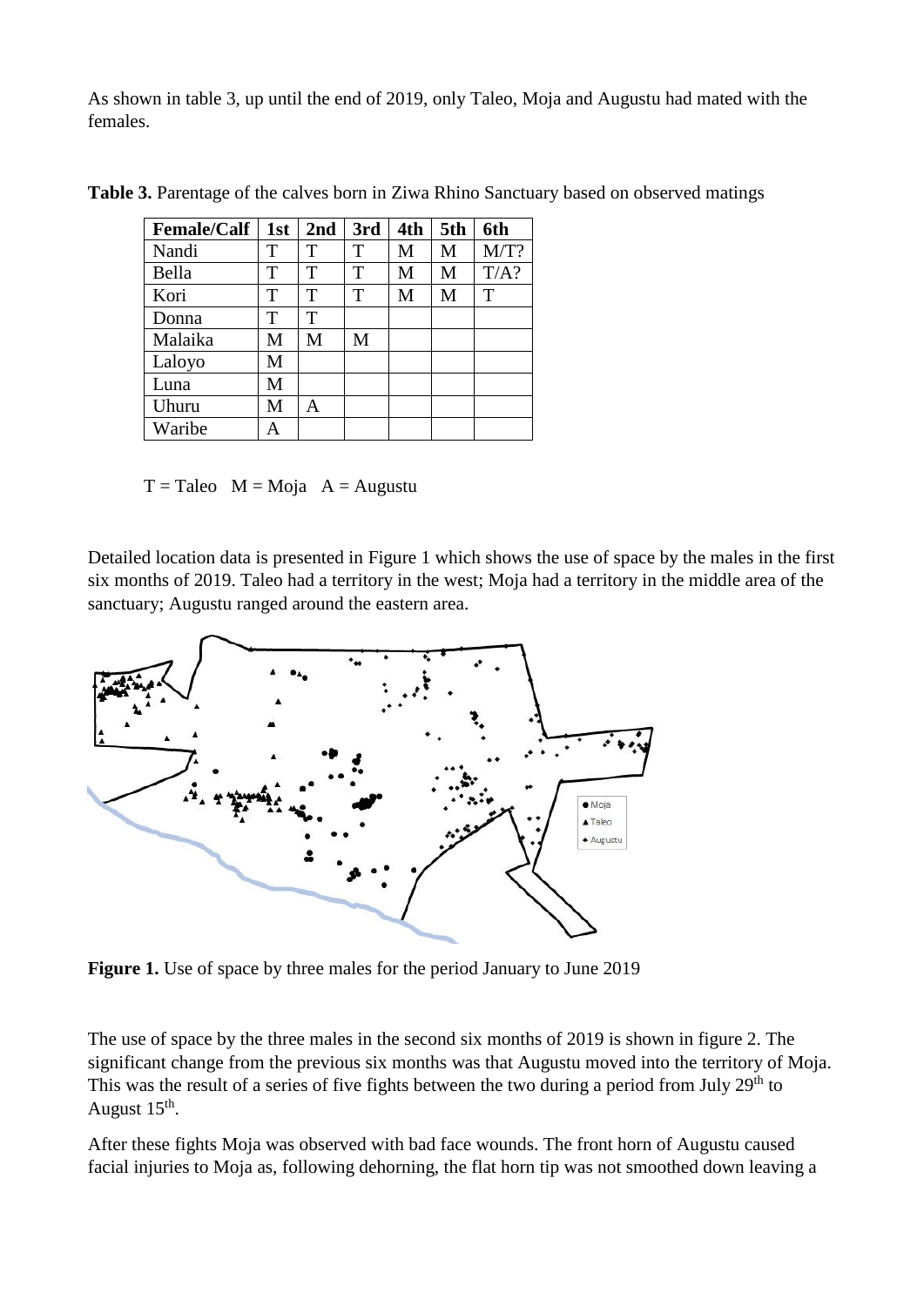As shown in table 3, up until the end of 2019, only Taleo, Moja and Augustu had mated with the females.

**Table 3.** Parentage of the calves born in Ziwa Rhino Sanctuary based on observed matings

| Female/Calf | 1st | 2nd | 3rd | 4th | 5th | 6th |
|---|---|---|---|---|---|---|
| Nandi | T | T | T | M | M | M/T? |
| Bella | T | T | T | M | M | T/A? |
| Kori | T | T | T | M | M | T |
| Donna | T | T | | | | |
| Malaika | M | M | M | | | |
| Laloyo | M | | | | | |
| Luna | M | | | | | |
| Uhuru | M | A | | | | |
| Waribe | A | | | | | |

T = Taleo M = Moja A = Augustu

Detailed location data is presented in Figure 1 which shows the use of space by the males in the first six months of 2019. Taleo had a territory in the west; Moja had a territory in the middle area of the sanctuary; Augustu ranged around the eastern area.

**Figure 1.** Use of space by three males for the period January to June 2019

The use of space by the three males in the second six months of 2019 is shown in figure 2. The significant change from the previous six months was that Augustu moved into the territory of Moja. This was the result of a series of five fights between the two during a period from July 29th to August 15th.

After these fights Moja was observed with bad face wounds. The front horn of Augustu caused facial injuries to Moja as, following dehorning, the flat horn tip was not smoothed down leaving a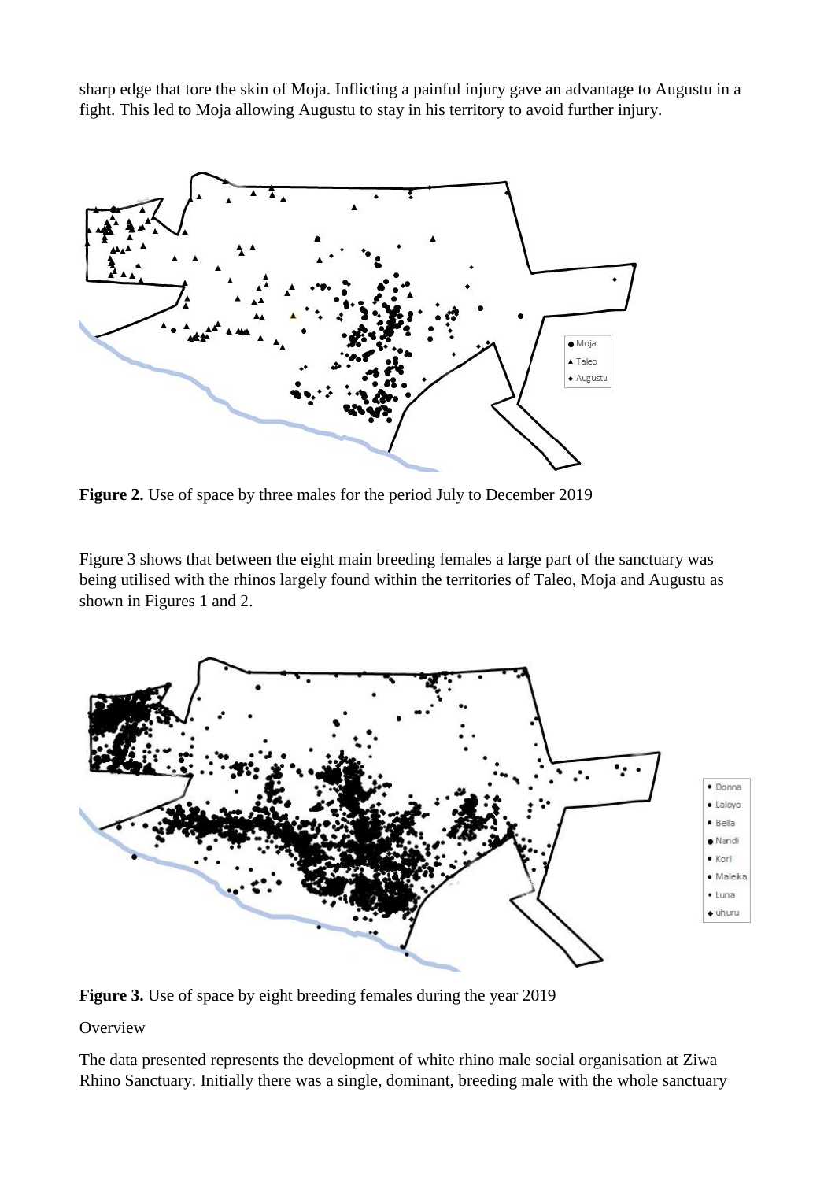sharp edge that tore the skin of Moja. Inflicting a painful injury gave an advantage to Augustu in a fight. This led to Moja allowing Augustu to stay in his territory to avoid further injury.

**Figure 2.** Use of space by three males for the period July to December 2019

Figure 3 shows that between the eight main breeding females a large part of the sanctuary was being utilised with the rhinos largely found within the territories of Taleo, Moja and Augustu as shown in Figures 1 and 2.

**Figure 3.** Use of space by eight breeding females during the year 2019

Overview

The data presented represents the development of white rhino male social organisation at Ziwa Rhino Sanctuary. Initially there was a single, dominant, breeding male with the whole sanctuary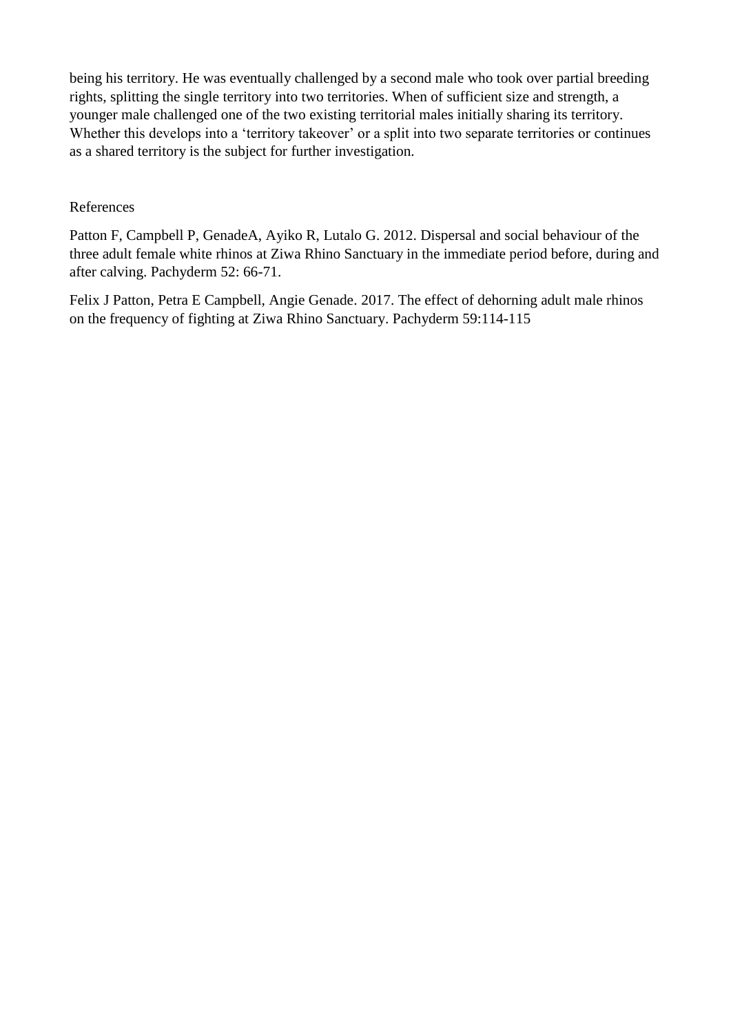being his territory. He was eventually challenged by a second male who took over partial breeding rights, splitting the single territory into two territories. When of sufficient size and strength, a younger male challenged one of the two existing territorial males initially sharing its territory. Whether this develops into a 'territory takeover' or a split into two separate territories or continues as a shared territory is the subject for further investigation.

References

Patton F, Campbell P, GenadeA, Ayiko R, Lutalo G. 2012. Dispersal and social behaviour of the three adult female white rhinos at Ziwa Rhino Sanctuary in the immediate period before, during and after calving. Pachyderm 52: 66-71.

Felix J Patton, Petra E Campbell, Angie Genade. 2017. The effect of dehorning adult male rhinos on the frequency of fighting at Ziwa Rhino Sanctuary. Pachyderm 59:114-115